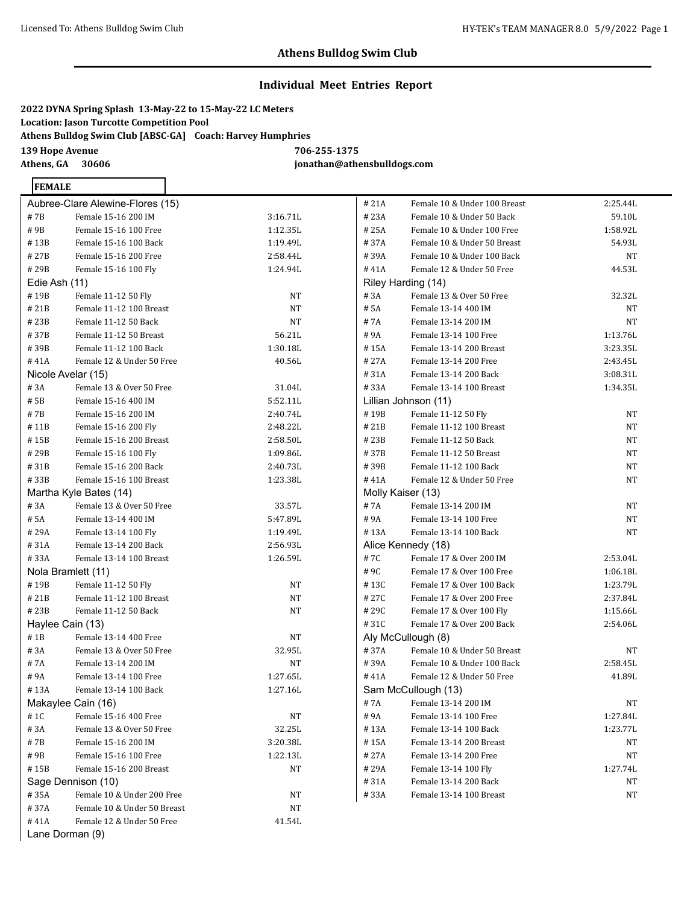## Athens Bulldog Swim Club

### Individual Meet Entries Report

**2022 DYNA Spring Splash 13-May-22 to 15-May-22 LC Meters**
**Location: Jason Turcotte Competition Pool**
**Athens Bulldog Swim Club [ABSC-GA] Coach: Harvey Humphries**
**139 Hope Avenue** **706-255-1375**
**Athens, GA 30606** **jonathan@athensbulldogs.com**

**FEMALE**

**Aubree-Clare Alewine-Flores (15)**

| # 7B | Female 15-16 200 IM | 3:16.71L |
|---|---|---|
| # 9B | Female 15-16 100 Free | 1:12.35L |
| # 13B | Female 15-16 100 Back | 1:19.49L |
| # 27B | Female 15-16 200 Free | 2:58.44L |
| # 29B | Female 15-16 100 Fly | 1:24.94L |

**Edie Ash (11)**

| # 19B | Female 11-12 50 Fly | NT |
|---|---|---|
| # 21B | Female 11-12 100 Breast | NT |
| # 23B | Female 11-12 50 Back | NT |
| # 37B | Female 11-12 50 Breast | 56.21L |
| # 39B | Female 11-12 100 Back | 1:30.18L |
| # 41A | Female 12 & Under 50 Free | 40.56L |

**Nicole Avelar (15)**

| # 3A | Female 13 & Over 50 Free | 31.04L |
|---|---|---|
| # 5B | Female 15-16 400 IM | 5:52.11L |
| # 7B | Female 15-16 200 IM | 2:40.74L |
| # 11B | Female 15-16 200 Fly | 2:48.22L |
| # 15B | Female 15-16 200 Breast | 2:58.50L |
| # 29B | Female 15-16 100 Fly | 1:09.86L |
| # 31B | Female 15-16 200 Back | 2:40.73L |
| # 33B | Female 15-16 100 Breast | 1:23.38L |

**Martha Kyle Bates (14)**

| # 3A | Female 13 & Over 50 Free | 33.57L |
|---|---|---|
| # 5A | Female 13-14 400 IM | 5:47.89L |
| # 29A | Female 13-14 100 Fly | 1:19.49L |
| # 31A | Female 13-14 200 Back | 2:56.93L |
| # 33A | Female 13-14 100 Breast | 1:26.59L |

**Nola Bramlett (11)**

| # 19B | Female 11-12 50 Fly | NT |
|---|---|---|
| # 21B | Female 11-12 100 Breast | NT |
| # 23B | Female 11-12 50 Back | NT |

**Haylee Cain (13)**

| # 1B | Female 13-14 400 Free | NT |
|---|---|---|
| # 3A | Female 13 & Over 50 Free | 32.95L |
| # 7A | Female 13-14 200 IM | NT |
| # 9A | Female 13-14 100 Free | 1:27.65L |
| # 13A | Female 13-14 100 Back | 1:27.16L |

**Makaylee Cain (16)**

| # 1C | Female 15-16 400 Free | NT |
|---|---|---|
| # 3A | Female 13 & Over 50 Free | 32.25L |
| # 7B | Female 15-16 200 IM | 3:20.38L |
| # 9B | Female 15-16 100 Free | 1:22.13L |
| # 15B | Female 15-16 200 Breast | NT |

**Sage Dennison (10)**

| # 35A | Female 10 & Under 200 Free | NT |
|---|---|---|
| # 37A | Female 10 & Under 50 Breast | NT |
| # 41A | Female 12 & Under 50 Free | 41.54L |

**Lane Dorman (9)**

| # 21A | Female 10 & Under 100 Breast | 2:25.44L |
|---|---|---|
| # 23A | Female 10 & Under 50 Back | 59.10L |
| # 25A | Female 10 & Under 100 Free | 1:58.92L |
| # 37A | Female 10 & Under 50 Breast | 54.93L |
| # 39A | Female 10 & Under 100 Back | NT |
| # 41A | Female 12 & Under 50 Free | 44.53L |

**Riley Harding (14)**

| # 3A | Female 13 & Over 50 Free | 32.32L |
|---|---|---|
| # 5A | Female 13-14 400 IM | NT |
| # 7A | Female 13-14 200 IM | NT |
| # 9A | Female 13-14 100 Free | 1:13.76L |
| # 15A | Female 13-14 200 Breast | 3:23.35L |
| # 27A | Female 13-14 200 Free | 2:43.45L |
| # 31A | Female 13-14 200 Back | 3:08.31L |
| # 33A | Female 13-14 100 Breast | 1:34.35L |

**Lillian Johnson (11)**

| # 19B | Female 11-12 50 Fly | NT |
|---|---|---|
| # 21B | Female 11-12 100 Breast | NT |
| # 23B | Female 11-12 50 Back | NT |
| # 37B | Female 11-12 50 Breast | NT |
| # 39B | Female 11-12 100 Back | NT |
| # 41A | Female 12 & Under 50 Free | NT |

**Molly Kaiser (13)**

| # 7A | Female 13-14 200 IM | NT |
|---|---|---|
| # 9A | Female 13-14 100 Free | NT |
| # 13A | Female 13-14 100 Back | NT |

**Alice Kennedy (18)**

| # 7C | Female 17 & Over 200 IM | 2:53.04L |
|---|---|---|
| # 9C | Female 17 & Over 100 Free | 1:06.18L |
| # 13C | Female 17 & Over 100 Back | 1:23.79L |
| # 27C | Female 17 & Over 200 Free | 2:37.84L |
| # 29C | Female 17 & Over 100 Fly | 1:15.66L |
| # 31C | Female 17 & Over 200 Back | 2:54.06L |

**Aly McCullough (8)**

| # 37A | Female 10 & Under 50 Breast | NT |
|---|---|---|
| # 39A | Female 10 & Under 100 Back | 2:58.45L |
| # 41A | Female 12 & Under 50 Free | 41.89L |

**Sam McCullough (13)**

| # 7A | Female 13-14 200 IM | NT |
|---|---|---|
| # 9A | Female 13-14 100 Free | 1:27.84L |
| # 13A | Female 13-14 100 Back | 1:23.77L |
| # 15A | Female 13-14 200 Breast | NT |
| # 27A | Female 13-14 200 Free | NT |
| # 29A | Female 13-14 100 Fly | 1:27.74L |
| # 31A | Female 13-14 200 Back | NT |
| # 33A | Female 13-14 100 Breast | NT |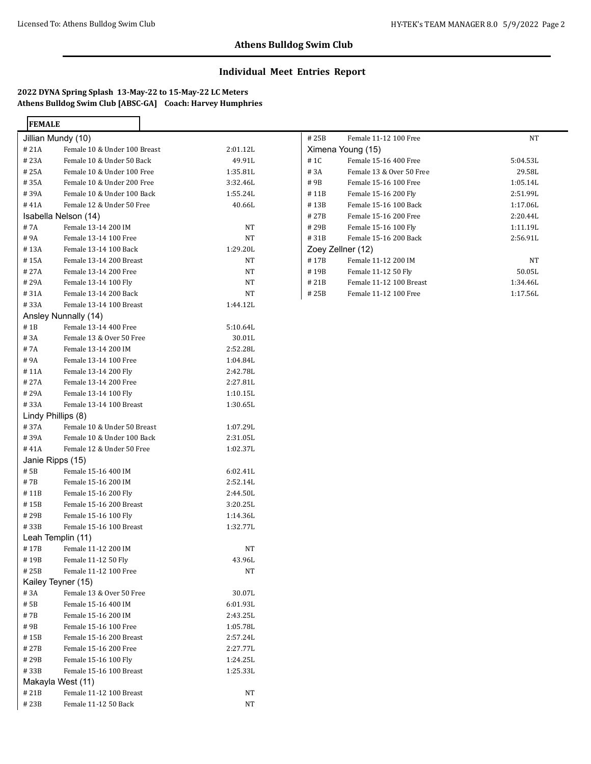## Athens Bulldog Swim Club

## Individual Meet Entries Report

**2022 DYNA Spring Splash 13-May-22 to 15-May-22 LC Meters**
**Athens Bulldog Swim Club [ABSC-GA] Coach: Harvey Humphries**

**FEMALE**

**Jillian Mundy (10)**

| # | Event | Time |
|---|---|---|
| # 21A | Female 10 & Under 100 Breast | 2:01.12L |
| # 23A | Female 10 & Under 50 Back | 49.91L |
| # 25A | Female 10 & Under 100 Free | 1:35.81L |
| # 35A | Female 10 & Under 200 Free | 3:32.46L |
| # 39A | Female 10 & Under 100 Back | 1:55.24L |
| # 41A | Female 12 & Under 50 Free | 40.66L |

**Isabella Nelson (14)**

| # | Event | Time |
|---|---|---|
| # 7A | Female 13-14 200 IM | NT |
| # 9A | Female 13-14 100 Free | NT |
| # 13A | Female 13-14 100 Back | 1:29.20L |
| # 15A | Female 13-14 200 Breast | NT |
| # 27A | Female 13-14 200 Free | NT |
| # 29A | Female 13-14 100 Fly | NT |
| # 31A | Female 13-14 200 Back | NT |
| # 33A | Female 13-14 100 Breast | 1:44.12L |

**Ansley Nunnally (14)**

| # | Event | Time |
|---|---|---|
| # 1B | Female 13-14 400 Free | 5:10.64L |
| # 3A | Female 13 & Over 50 Free | 30.01L |
| # 7A | Female 13-14 200 IM | 2:52.28L |
| # 9A | Female 13-14 100 Free | 1:04.84L |
| # 11A | Female 13-14 200 Fly | 2:42.78L |
| # 27A | Female 13-14 200 Free | 2:27.81L |
| # 29A | Female 13-14 100 Fly | 1:10.15L |
| # 33A | Female 13-14 100 Breast | 1:30.65L |

**Lindy Phillips (8)**

| # | Event | Time |
|---|---|---|
| # 37A | Female 10 & Under 50 Breast | 1:07.29L |
| # 39A | Female 10 & Under 100 Back | 2:31.05L |
| # 41A | Female 12 & Under 50 Free | 1:02.37L |

**Janie Ripps (15)**

| # | Event | Time |
|---|---|---|
| # 5B | Female 15-16 400 IM | 6:02.41L |
| # 7B | Female 15-16 200 IM | 2:52.14L |
| # 11B | Female 15-16 200 Fly | 2:44.50L |
| # 15B | Female 15-16 200 Breast | 3:20.25L |
| # 29B | Female 15-16 100 Fly | 1:14.36L |
| # 33B | Female 15-16 100 Breast | 1:32.77L |

**Leah Templin (11)**

| # | Event | Time |
|---|---|---|
| # 17B | Female 11-12 200 IM | NT |
| # 19B | Female 11-12 50 Fly | 43.96L |
| # 25B | Female 11-12 100 Free | NT |

**Kailey Teyner (15)**

| # | Event | Time |
|---|---|---|
| # 3A | Female 13 & Over 50 Free | 30.07L |
| # 5B | Female 15-16 400 IM | 6:01.93L |
| # 7B | Female 15-16 200 IM | 2:43.25L |
| # 9B | Female 15-16 100 Free | 1:05.78L |
| # 15B | Female 15-16 200 Breast | 2:57.24L |
| # 27B | Female 15-16 200 Free | 2:27.77L |
| # 29B | Female 15-16 100 Fly | 1:24.25L |
| # 33B | Female 15-16 100 Breast | 1:25.33L |

**Makayla West (11)**

| # | Event | Time |
|---|---|---|
| # 21B | Female 11-12 100 Breast | NT |
| # 23B | Female 11-12 50 Back | NT |
| # 25B | Female 11-12 100 Free | NT |

**Ximena Young (15)**

| # | Event | Time |
|---|---|---|
| # 1C | Female 15-16 400 Free | 5:04.53L |
| # 3A | Female 13 & Over 50 Free | 29.58L |
| # 9B | Female 15-16 100 Free | 1:05.14L |
| # 11B | Female 15-16 200 Fly | 2:51.99L |
| # 13B | Female 15-16 100 Back | 1:17.06L |
| # 27B | Female 15-16 200 Free | 2:20.44L |
| # 29B | Female 15-16 100 Fly | 1:11.19L |
| # 31B | Female 15-16 200 Back | 2:56.91L |

**Zoey Zellner (12)**

| # | Event | Time |
|---|---|---|
| # 17B | Female 11-12 200 IM | NT |
| # 19B | Female 11-12 50 Fly | 50.05L |
| # 21B | Female 11-12 100 Breast | 1:34.46L |
| # 25B | Female 11-12 100 Free | 1:17.56L |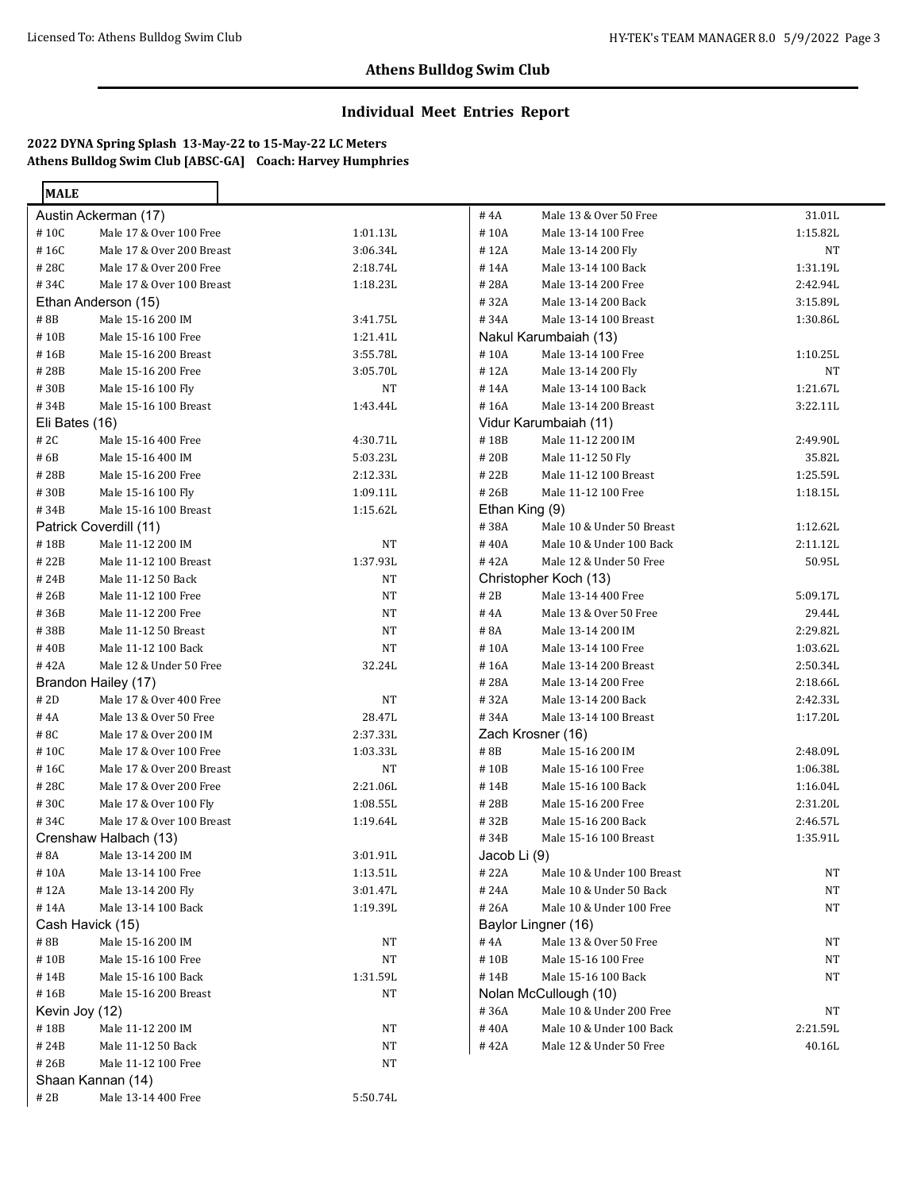## Athens Bulldog Swim Club

### Individual Meet Entries Report

**2022 DYNA Spring Splash 13-May-22 to 15-May-22 LC Meters**
**Athens Bulldog Swim Club [ABSC-GA] Coach: Harvey Humphries**

**MALE**

**Austin Ackerman (17)**

| Event | Description | Time |
|---|---|---|
| #10C | Male 17 & Over 100 Free | 1:01.13L |
| #16C | Male 17 & Over 200 Breast | 3:06.34L |
| #28C | Male 17 & Over 200 Free | 2:18.74L |
| #34C | Male 17 & Over 100 Breast | 1:18.23L |

**Ethan Anderson (15)**

| Event | Description | Time |
|---|---|---|
| #8B | Male 15-16 200 IM | 3:41.75L |
| #10B | Male 15-16 100 Free | 1:21.41L |
| #16B | Male 15-16 200 Breast | 3:55.78L |
| #28B | Male 15-16 200 Free | 3:05.70L |
| #30B | Male 15-16 100 Fly | NT |
| #34B | Male 15-16 100 Breast | 1:43.44L |

**Eli Bates (16)**

| Event | Description | Time |
|---|---|---|
| #2C | Male 15-16 400 Free | 4:30.71L |
| #6B | Male 15-16 400 IM | 5:03.23L |
| #28B | Male 15-16 200 Free | 2:12.33L |
| #30B | Male 15-16 100 Fly | 1:09.11L |
| #34B | Male 15-16 100 Breast | 1:15.62L |

**Patrick Coverdill (11)**

| Event | Description | Time |
|---|---|---|
| #18B | Male 11-12 200 IM | NT |
| #22B | Male 11-12 100 Breast | 1:37.93L |
| #24B | Male 11-12 50 Back | NT |
| #26B | Male 11-12 100 Free | NT |
| #36B | Male 11-12 200 Free | NT |
| #38B | Male 11-12 50 Breast | NT |
| #40B | Male 11-12 100 Back | NT |
| #42A | Male 12 & Under 50 Free | 32.24L |

**Brandon Hailey (17)**

| Event | Description | Time |
|---|---|---|
| #2D | Male 17 & Over 400 Free | NT |
| #4A | Male 13 & Over 50 Free | 28.47L |
| #8C | Male 17 & Over 200 IM | 2:37.33L |
| #10C | Male 17 & Over 100 Free | 1:03.33L |
| #16C | Male 17 & Over 200 Breast | NT |
| #28C | Male 17 & Over 200 Free | 2:21.06L |
| #30C | Male 17 & Over 100 Fly | 1:08.55L |
| #34C | Male 17 & Over 100 Breast | 1:19.64L |

**Crenshaw Halbach (13)**

| Event | Description | Time |
|---|---|---|
| #8A | Male 13-14 200 IM | 3:01.91L |
| #10A | Male 13-14 100 Free | 1:13.51L |
| #12A | Male 13-14 200 Fly | 3:01.47L |
| #14A | Male 13-14 100 Back | 1:19.39L |

**Cash Havick (15)**

| Event | Description | Time |
|---|---|---|
| #8B | Male 15-16 200 IM | NT |
| #10B | Male 15-16 100 Free | NT |
| #14B | Male 15-16 100 Back | 1:31.59L |
| #16B | Male 15-16 200 Breast | NT |

**Kevin Joy (12)**

| Event | Description | Time |
|---|---|---|
| #18B | Male 11-12 200 IM | NT |
| #24B | Male 11-12 50 Back | NT |
| #26B | Male 11-12 100 Free | NT |

**Shaan Kannan (14)**

| Event | Description | Time |
|---|---|---|
| #2B | Male 13-14 400 Free | 5:50.74L |
| #4A | Male 13 & Over 50 Free | 31.01L |
| #10A | Male 13-14 100 Free | 1:15.82L |
| #12A | Male 13-14 200 Fly | NT |
| #14A | Male 13-14 100 Back | 1:31.19L |
| #28A | Male 13-14 200 Free | 2:42.94L |
| #32A | Male 13-14 200 Back | 3:15.89L |
| #34A | Male 13-14 100 Breast | 1:30.86L |

**Nakul Karumbaiah (13)**

| Event | Description | Time |
|---|---|---|
| #10A | Male 13-14 100 Free | 1:10.25L |
| #12A | Male 13-14 200 Fly | NT |
| #14A | Male 13-14 100 Back | 1:21.67L |
| #16A | Male 13-14 200 Breast | 3:22.11L |

**Vidur Karumbaiah (11)**

| Event | Description | Time |
|---|---|---|
| #18B | Male 11-12 200 IM | 2:49.90L |
| #20B | Male 11-12 50 Fly | 35.82L |
| #22B | Male 11-12 100 Breast | 1:25.59L |
| #26B | Male 11-12 100 Free | 1:18.15L |

**Ethan King (9)**

| Event | Description | Time |
|---|---|---|
| #38A | Male 10 & Under 50 Breast | 1:12.62L |
| #40A | Male 10 & Under 100 Back | 2:11.12L |
| #42A | Male 12 & Under 50 Free | 50.95L |

**Christopher Koch (13)**

| Event | Description | Time |
|---|---|---|
| #2B | Male 13-14 400 Free | 5:09.17L |
| #4A | Male 13 & Over 50 Free | 29.44L |
| #8A | Male 13-14 200 IM | 2:29.82L |
| #10A | Male 13-14 100 Free | 1:03.62L |
| #16A | Male 13-14 200 Breast | 2:50.34L |
| #28A | Male 13-14 200 Free | 2:18.66L |
| #32A | Male 13-14 200 Back | 2:42.33L |
| #34A | Male 13-14 100 Breast | 1:17.20L |

**Zach Krosner (16)**

| Event | Description | Time |
|---|---|---|
| #8B | Male 15-16 200 IM | 2:48.09L |
| #10B | Male 15-16 100 Free | 1:06.38L |
| #14B | Male 15-16 100 Back | 1:16.04L |
| #28B | Male 15-16 200 Free | 2:31.20L |
| #32B | Male 15-16 200 Back | 2:46.57L |
| #34B | Male 15-16 100 Breast | 1:35.91L |

**Jacob Li (9)**

| Event | Description | Time |
|---|---|---|
| #22A | Male 10 & Under 100 Breast | NT |
| #24A | Male 10 & Under 50 Back | NT |
| #26A | Male 10 & Under 100 Free | NT |

**Baylor Lingner (16)**

| Event | Description | Time |
|---|---|---|
| #4A | Male 13 & Over 50 Free | NT |
| #10B | Male 15-16 100 Free | NT |
| #14B | Male 15-16 100 Back | NT |

**Nolan McCullough (10)**

| Event | Description | Time |
|---|---|---|
| #36A | Male 10 & Under 200 Free | NT |
| #40A | Male 10 & Under 100 Back | 2:21.59L |
| #42A | Male 12 & Under 50 Free | 40.16L |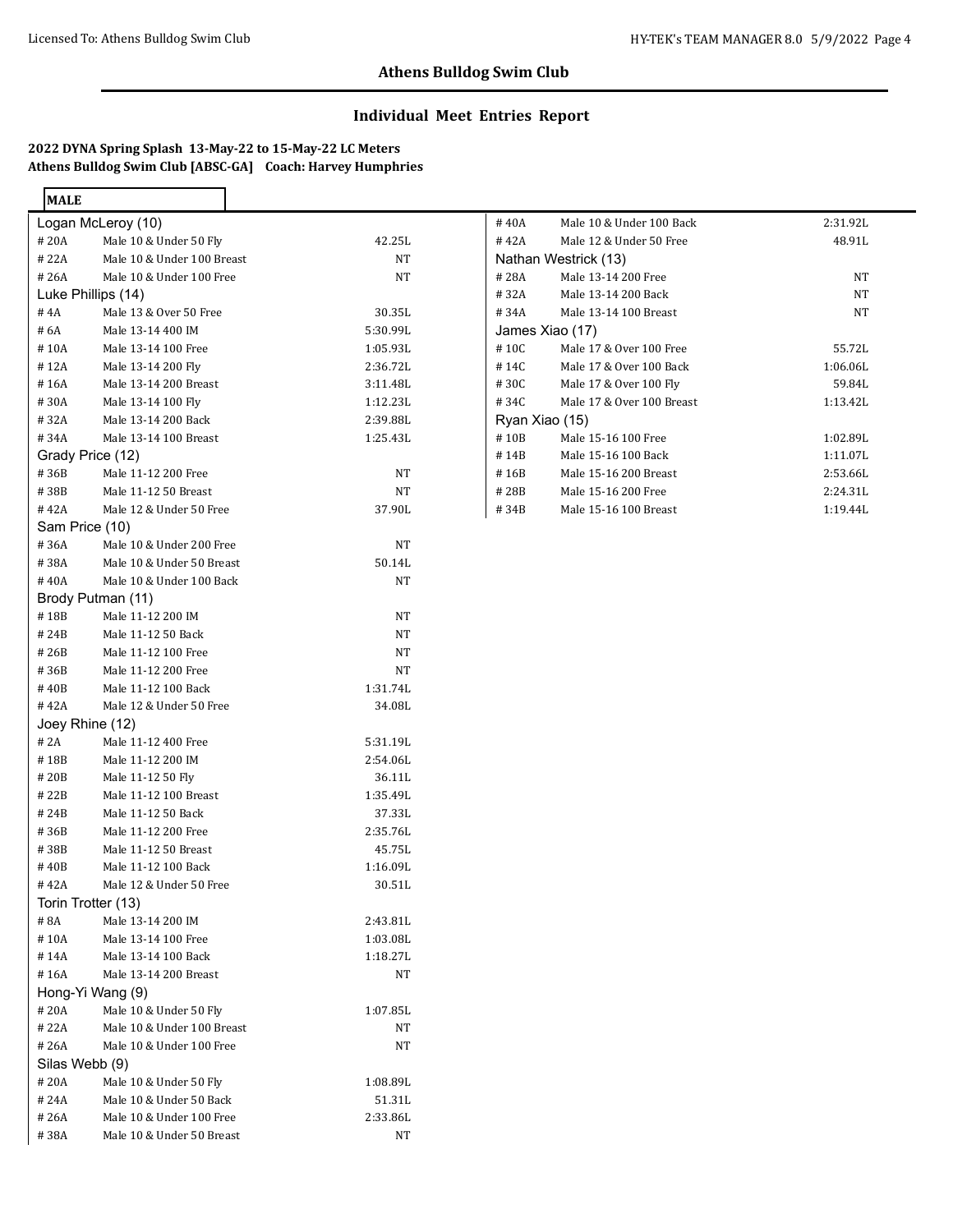## Athens Bulldog Swim Club

## Individual Meet Entries Report

**2022 DYNA Spring Splash 13-May-22 to 15-May-22 LC Meters**
**Athens Bulldog Swim Club [ABSC-GA] Coach: Harvey Humphries**

**MALE**

**Logan McLeroy (10)**

| # | Event | Time |
|---|---|---|
| # 20A | Male 10 & Under 50 Fly | 42.25L |
| # 22A | Male 10 & Under 100 Breast | NT |
| # 26A | Male 10 & Under 100 Free | NT |

**Luke Phillips (14)**

| # | Event | Time |
|---|---|---|
| # 4A | Male 13 & Over 50 Free | 30.35L |
| # 6A | Male 13-14 400 IM | 5:30.99L |
| # 10A | Male 13-14 100 Free | 1:05.93L |
| # 12A | Male 13-14 200 Fly | 2:36.72L |
| # 16A | Male 13-14 200 Breast | 3:11.48L |
| # 30A | Male 13-14 100 Fly | 1:12.23L |
| # 32A | Male 13-14 200 Back | 2:39.88L |
| # 34A | Male 13-14 100 Breast | 1:25.43L |

**Grady Price (12)**

| # | Event | Time |
|---|---|---|
| # 36B | Male 11-12 200 Free | NT |
| # 38B | Male 11-12 50 Breast | NT |
| # 42A | Male 12 & Under 50 Free | 37.90L |

**Sam Price (10)**

| # | Event | Time |
|---|---|---|
| # 36A | Male 10 & Under 200 Free | NT |
| # 38A | Male 10 & Under 50 Breast | 50.14L |
| # 40A | Male 10 & Under 100 Back | NT |

**Brody Putman (11)**

| # | Event | Time |
|---|---|---|
| # 18B | Male 11-12 200 IM | NT |
| # 24B | Male 11-12 50 Back | NT |
| # 26B | Male 11-12 100 Free | NT |
| # 36B | Male 11-12 200 Free | NT |
| # 40B | Male 11-12 100 Back | 1:31.74L |
| # 42A | Male 12 & Under 50 Free | 34.08L |

**Joey Rhine (12)**

| # | Event | Time |
|---|---|---|
| # 2A | Male 11-12 400 Free | 5:31.19L |
| # 18B | Male 11-12 200 IM | 2:54.06L |
| # 20B | Male 11-12 50 Fly | 36.11L |
| # 22B | Male 11-12 100 Breast | 1:35.49L |
| # 24B | Male 11-12 50 Back | 37.33L |
| # 36B | Male 11-12 200 Free | 2:35.76L |
| # 38B | Male 11-12 50 Breast | 45.75L |
| # 40B | Male 11-12 100 Back | 1:16.09L |
| # 42A | Male 12 & Under 50 Free | 30.51L |

**Torin Trotter (13)**

| # | Event | Time |
|---|---|---|
| # 8A | Male 13-14 200 IM | 2:43.81L |
| # 10A | Male 13-14 100 Free | 1:03.08L |
| # 14A | Male 13-14 100 Back | 1:18.27L |
| # 16A | Male 13-14 200 Breast | NT |

**Hong-Yi Wang (9)**

| # | Event | Time |
|---|---|---|
| # 20A | Male 10 & Under 50 Fly | 1:07.85L |
| # 22A | Male 10 & Under 100 Breast | NT |
| # 26A | Male 10 & Under 100 Free | NT |

**Silas Webb (9)**

| # | Event | Time |
|---|---|---|
| # 20A | Male 10 & Under 50 Fly | 1:08.89L |
| # 24A | Male 10 & Under 50 Back | 51.31L |
| # 26A | Male 10 & Under 100 Free | 2:33.86L |
| # 38A | Male 10 & Under 50 Breast | NT |
| # 40A | Male 10 & Under 100 Back | 2:31.92L |
| # 42A | Male 12 & Under 50 Free | 48.91L |

**Nathan Westrick (13)**

| # | Event | Time |
|---|---|---|
| # 28A | Male 13-14 200 Free | NT |
| # 32A | Male 13-14 200 Back | NT |
| # 34A | Male 13-14 100 Breast | NT |

**James Xiao (17)**

| # | Event | Time |
|---|---|---|
| # 10C | Male 17 & Over 100 Free | 55.72L |
| # 14C | Male 17 & Over 100 Back | 1:06.06L |
| # 30C | Male 17 & Over 100 Fly | 59.84L |
| # 34C | Male 17 & Over 100 Breast | 1:13.42L |

**Ryan Xiao (15)**

| # | Event | Time |
|---|---|---|
| # 10B | Male 15-16 100 Free | 1:02.89L |
| # 14B | Male 15-16 100 Back | 1:11.07L |
| # 16B | Male 15-16 200 Breast | 2:53.66L |
| # 28B | Male 15-16 200 Free | 2:24.31L |
| # 34B | Male 15-16 100 Breast | 1:19.44L |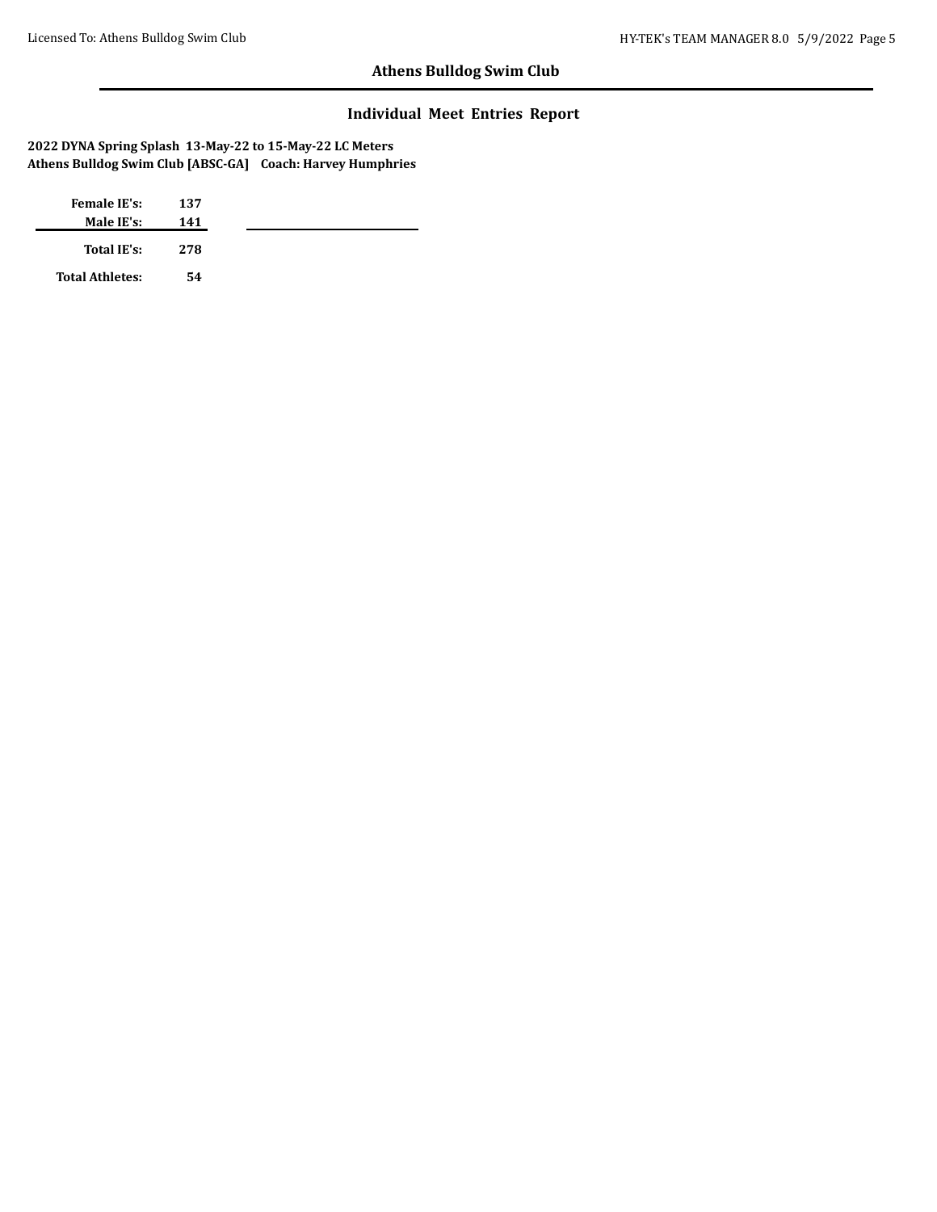**Athens Bulldog Swim Club**

## Individual Meet Entries Report

**2022 DYNA Spring Splash 13-May-22 to 15-May-22 LC Meters**
**Athens Bulldog Swim Club [ABSC-GA] Coach: Harvey Humphries**

| | |
|---|---|
| **Female IE's:** | **137** |
| **Male IE's:** | **141** |
| **Total IE's:** | **278** |
| **Total Athletes:** | **54** |